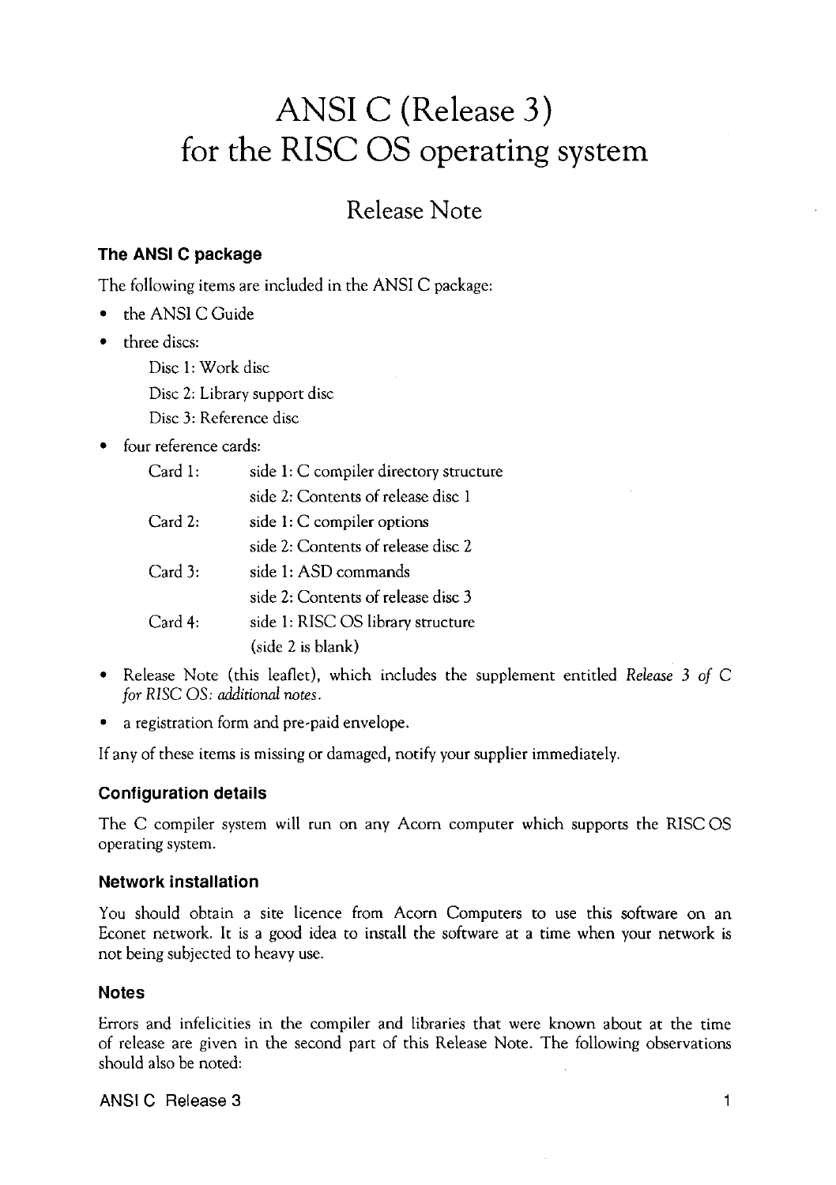# ANSI C (Release 3) for the RISC OS operating system

## Release Note

### The ANSI C package

The following items are included in the ANSI C package:

- the ANSI C Guide
- three discs:
  - Disc 1: Work disc
  - Disc 2: Library support disc
  - Disc 3: Reference disc
- four reference cards:

| | |
|---|---|
| Card 1: | side 1: C compiler directory structure |
| | side 2: Contents of release disc 1 |
| Card 2: | side 1: C compiler options |
| | side 2: Contents of release disc 2 |
| Card 3: | side 1: ASD commands |
| | side 2: Contents of release disc 3 |
| Card 4: | side 1: RISC OS library structure |
| | (side 2 is blank) |

- Release Note (this leaflet), which includes the supplement entitled *Release 3 of C for RISC OS: additional notes*.
- a registration form and pre-paid envelope.

If any of these items is missing or damaged, notify your supplier immediately.

### Configuration details

The C compiler system will run on any Acorn computer which supports the RISC OS operating system.

### Network installation

You should obtain a site licence from Acorn Computers to use this software on an Econet network. It is a good idea to install the software at a time when your network is not being subjected to heavy use.

### Notes

Errors and infelicities in the compiler and libraries that were known about at the time of release are given in the second part of this Release Note. The following observations should also be noted: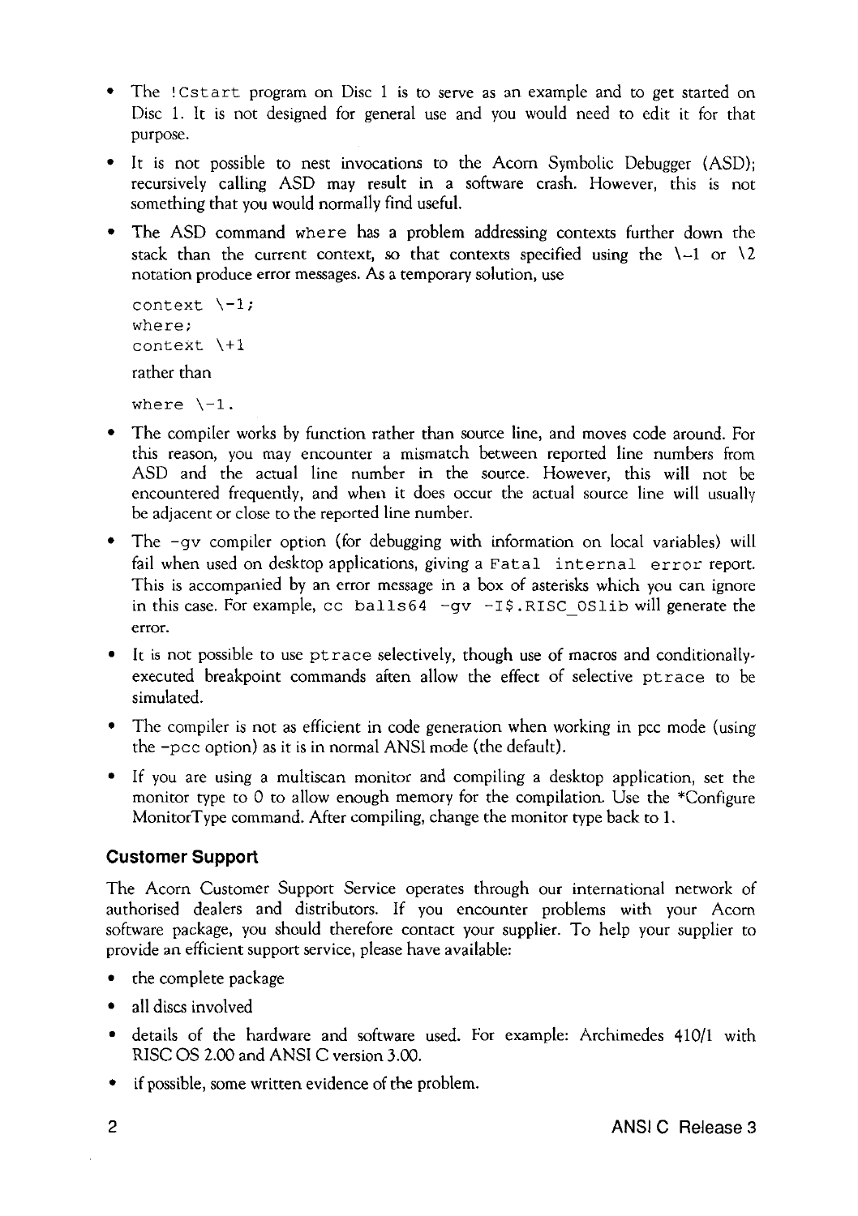- The `!Cstart` program on Disc 1 is to serve as an example and to get started on Disc 1. It is not designed for general use and you would need to edit it for that purpose.
- It is not possible to nest invocations to the Acorn Symbolic Debugger (ASD); recursively calling ASD may result in a software crash. However, this is not something that you would normally find useful.
- The ASD command `where` has a problem addressing contexts further down the stack than the current context, so that contexts specified using the \-1 or \2 notation produce error messages. As a temporary solution, use

  ```
  context \-1;
  where;
  context \+1
  ```

  rather than

  ```
  where \-1.
  ```

- The compiler works by function rather than source line, and moves code around. For this reason, you may encounter a mismatch between reported line numbers from ASD and the actual line number in the source. However, this will not be encountered frequently, and when it does occur the actual source line will usually be adjacent or close to the reported line number.
- The `-gv` compiler option (for debugging with information on local variables) will fail when used on desktop applications, giving a `Fatal internal error` report. This is accompanied by an error message in a box of asterisks which you can ignore in this case. For example, `cc balls64 -gv -I$.RISC_OSlib` will generate the error.
- It is not possible to use `ptrace` selectively, though use of macros and conditionally-executed breakpoint commands aften allow the effect of selective `ptrace` to be simulated.
- The compiler is not as efficient in code generation when working in pcc mode (using the `-pcc` option) as it is in normal ANSI mode (the default).
- If you are using a multiscan monitor and compiling a desktop application, set the monitor type to 0 to allow enough memory for the compilation. Use the *Configure MonitorType command. After compiling, change the monitor type back to 1.

### Customer Support

The Acorn Customer Support Service operates through our international network of authorised dealers and distributors. If you encounter problems with your Acorn software package, you should therefore contact your supplier. To help your supplier to provide an efficient support service, please have available:

- the complete package
- all discs involved
- details of the hardware and software used. For example: Archimedes 410/1 with RISC OS 2.00 and ANSI C version 3.00.
- if possible, some written evidence of the problem.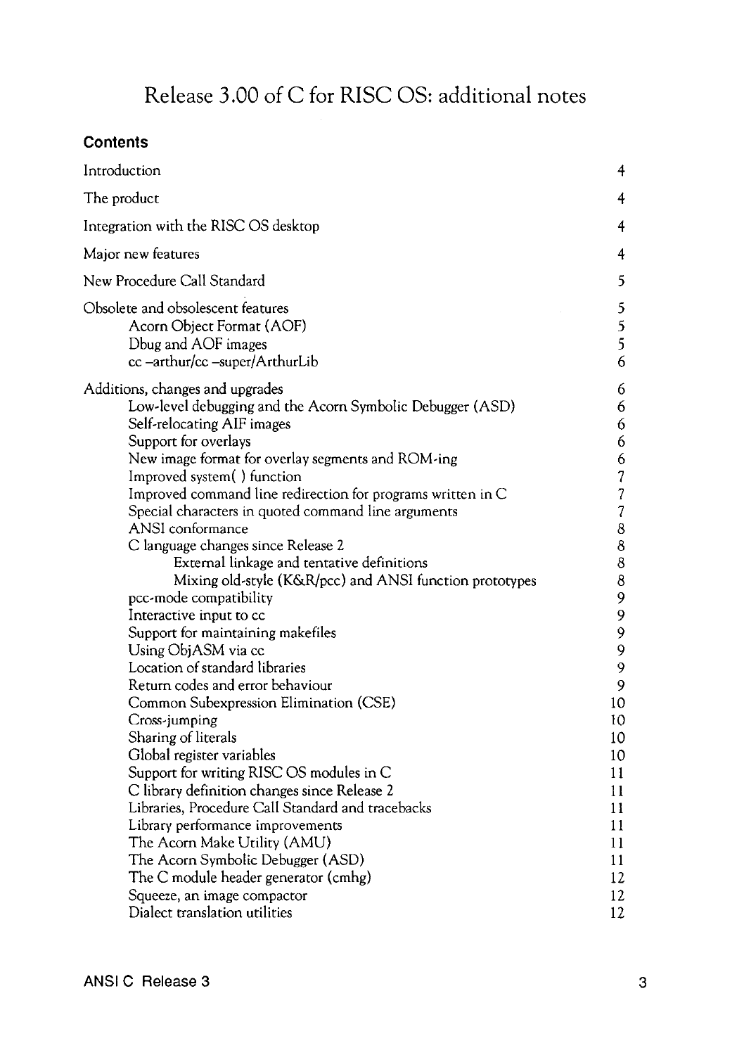# Release 3.00 of C for RISC OS: additional notes

## Contents

| | |
|---|---|
| Introduction | 4 |
| The product | 4 |
| Integration with the RISC OS desktop | 4 |
| Major new features | 4 |
| New Procedure Call Standard | 5 |
| Obsolete and obsolescent features | 5 |
| Acorn Object Format (AOF) | 5 |
| Dbug and AOF images | 5 |
| cc –arthur/cc –super/ArthurLib | 6 |
| Additions, changes and upgrades | 6 |
| Low-level debugging and the Acorn Symbolic Debugger (ASD) | 6 |
| Self-relocating AIF images | 6 |
| Support for overlays | 6 |
| New image format for overlay segments and ROM-ing | 6 |
| Improved system( ) function | 7 |
| Improved command line redirection for programs written in C | 7 |
| Special characters in quoted command line arguments | 7 |
| ANSI conformance | 8 |
| C language changes since Release 2 | 8 |
| External linkage and tentative definitions | 8 |
| Mixing old-style (K&R/pcc) and ANSI function prototypes | 8 |
| pcc-mode compatibility | 9 |
| Interactive input to cc | 9 |
| Support for maintaining makefiles | 9 |
| Using ObjASM via cc | 9 |
| Location of standard libraries | 9 |
| Return codes and error behaviour | 9 |
| Common Subexpression Elimination (CSE) | 10 |
| Cross-jumping | 10 |
| Sharing of literals | 10 |
| Global register variables | 10 |
| Support for writing RISC OS modules in C | 11 |
| C library definition changes since Release 2 | 11 |
| Libraries, Procedure Call Standard and tracebacks | 11 |
| Library performance improvements | 11 |
| The Acorn Make Utility (AMU) | 11 |
| The Acorn Symbolic Debugger (ASD) | 11 |
| The C module header generator (cmhg) | 12 |
| Squeeze, an image compactor | 12 |
| Dialect translation utilities | 12 |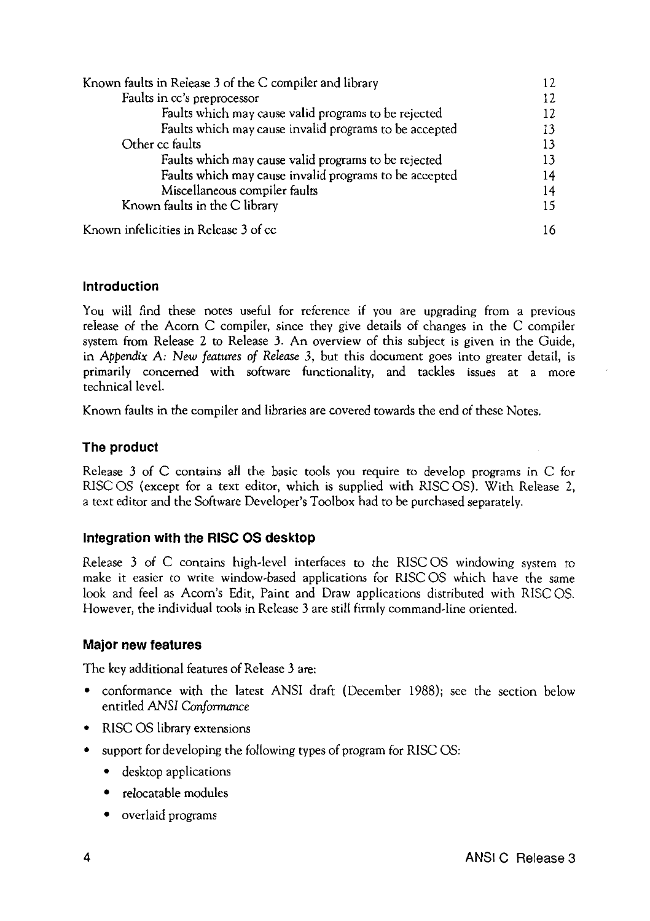| | |
|---|---|
| Known faults in Release 3 of the C compiler and library | 12 |
| Faults in cc's preprocessor | 12 |
| Faults which may cause valid programs to be rejected | 12 |
| Faults which may cause invalid programs to be accepted | 13 |
| Other cc faults | 13 |
| Faults which may cause valid programs to be rejected | 13 |
| Faults which may cause invalid programs to be accepted | 14 |
| Miscellaneous compiler faults | 14 |
| Known faults in the C library | 15 |
| Known infelicities in Release 3 of cc | 16 |

## Introduction

You will find these notes useful for reference if you are upgrading from a previous release of the Acorn C compiler, since they give details of changes in the C compiler system from Release 2 to Release 3. An overview of this subject is given in the Guide, in *Appendix A: New features of Release 3*, but this document goes into greater detail, is primarily concerned with software functionality, and tackles issues at a more technical level.

Known faults in the compiler and libraries are covered towards the end of these Notes.

## The product

Release 3 of C contains all the basic tools you require to develop programs in C for RISC OS (except for a text editor, which is supplied with RISC OS). With Release 2, a text editor and the Software Developer's Toolbox had to be purchased separately.

## Integration with the RISC OS desktop

Release 3 of C contains high-level interfaces to the RISC OS windowing system to make it easier to write window-based applications for RISC OS which have the same look and feel as Acorn's Edit, Paint and Draw applications distributed with RISC OS. However, the individual tools in Release 3 are still firmly command-line oriented.

## Major new features

The key additional features of Release 3 are:

- conformance with the latest ANSI draft (December 1988); see the section below entitled *ANSI Conformance*
- RISC OS library extensions
- support for developing the following types of program for RISC OS:
  - desktop applications
  - relocatable modules
  - overlaid programs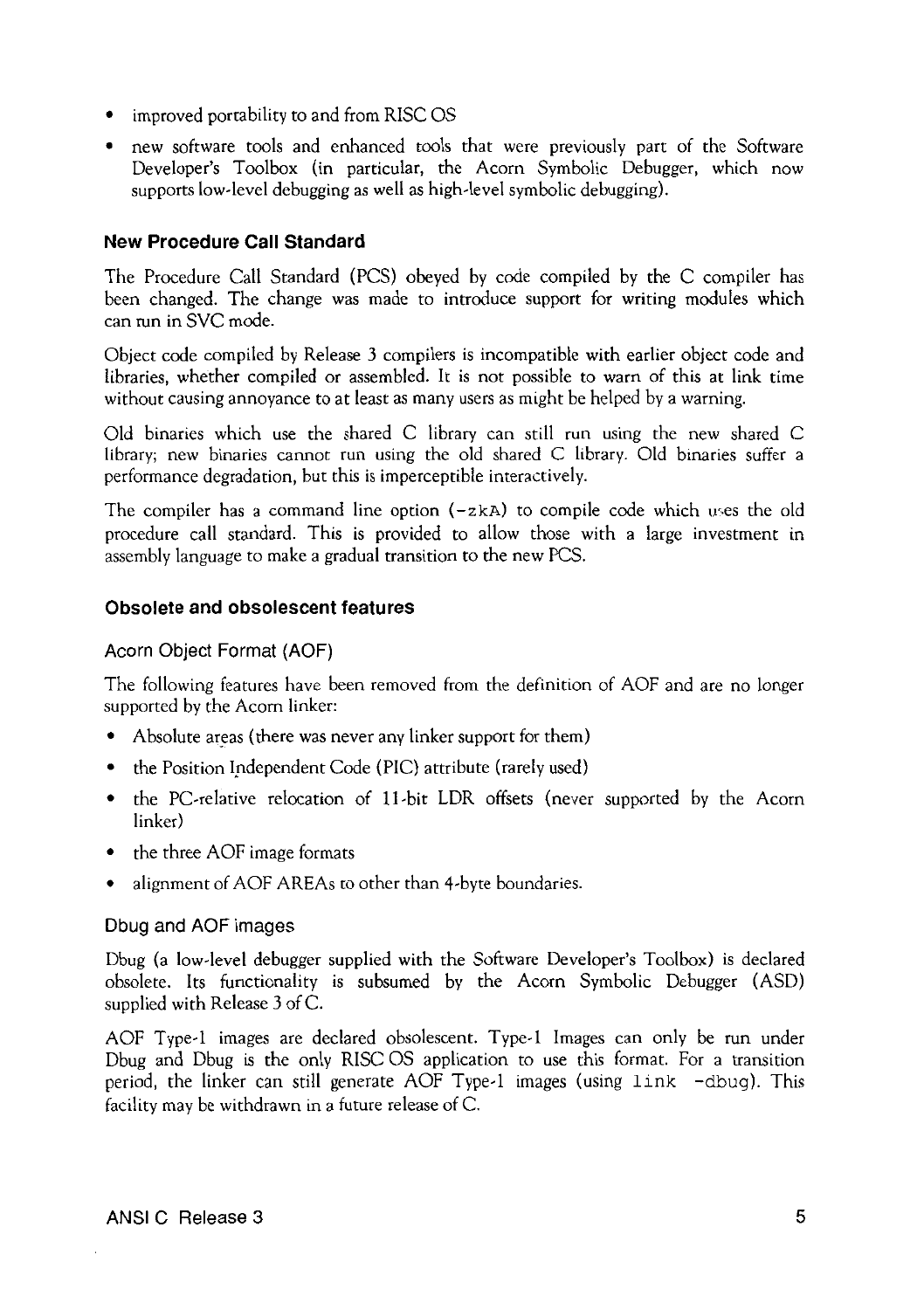- improved portability to and from RISC OS
- new software tools and enhanced tools that were previously part of the Software Developer's Toolbox (in particular, the Acorn Symbolic Debugger, which now supports low-level debugging as well as high-level symbolic debugging).

### New Procedure Call Standard

The Procedure Call Standard (PCS) obeyed by code compiled by the C compiler has been changed. The change was made to introduce support for writing modules which can run in SVC mode.

Object code compiled by Release 3 compilers is incompatible with earlier object code and libraries, whether compiled or assembled. It is not possible to warn of this at link time without causing annoyance to at least as many users as might be helped by a warning.

Old binaries which use the shared C library can still run using the new shared C library; new binaries cannot run using the old shared C library. Old binaries suffer a performance degradation, but this is imperceptible interactively.

The compiler has a command line option (`-zkA`) to compile code which uses the old procedure call standard. This is provided to allow those with a large investment in assembly language to make a gradual transition to the new PCS.

### Obsolete and obsolescent features

#### Acorn Object Format (AOF)

The following features have been removed from the definition of AOF and are no longer supported by the Acorn linker:

- Absolute areas (there was never any linker support for them)
- the Position Independent Code (PIC) attribute (rarely used)
- the PC-relative relocation of 11-bit LDR offsets (never supported by the Acorn linker)
- the three AOF image formats
- alignment of AOF AREAs to other than 4-byte boundaries.

#### Dbug and AOF images

Dbug (a low-level debugger supplied with the Software Developer's Toolbox) is declared obsolete. Its functionality is subsumed by the Acorn Symbolic Debugger (ASD) supplied with Release 3 of C.

AOF Type-1 images are declared obsolescent. Type-1 Images can only be run under Dbug and Dbug is the only RISC OS application to use this format. For a transition period, the linker can still generate AOF Type-1 images (using `link -dbug`). This facility may be withdrawn in a future release of C.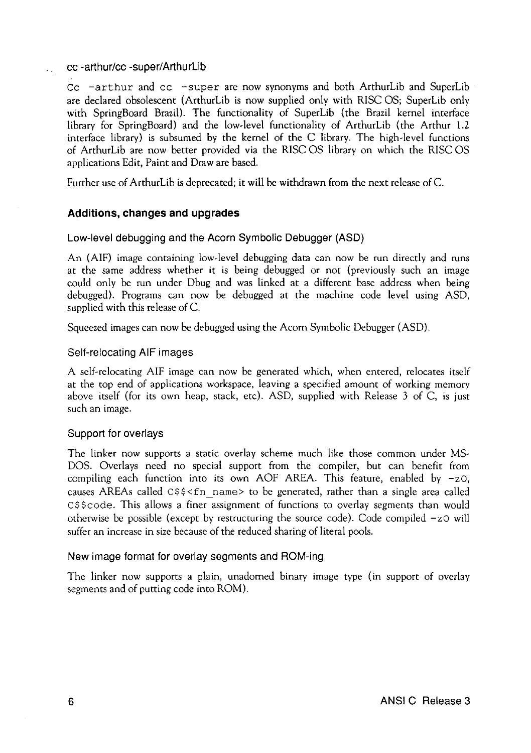### cc -arthur/cc -super/ArthurLib

`cc -arthur` and `cc -super` are now synonyms and both ArthurLib and SuperLib are declared obsolescent (ArthurLib is now supplied only with RISC OS; SuperLib only with SpringBoard Brazil). The functionality of SuperLib (the Brazil kernel interface library for SpringBoard) and the low-level functionality of ArthurLib (the Arthur 1.2 interface library) is subsumed by the kernel of the C library. The high-level functions of ArthurLib are now better provided via the RISC OS library on which the RISC OS applications Edit, Paint and Draw are based.

Further use of ArthurLib is deprecated; it will be withdrawn from the next release of C.

## Additions, changes and upgrades

### Low-level debugging and the Acorn Symbolic Debugger (ASD)

An (AIF) image containing low-level debugging data can now be run directly and runs at the same address whether it is being debugged or not (previously such an image could only be run under Dbug and was linked at a different base address when being debugged). Programs can now be debugged at the machine code level using ASD, supplied with this release of C.

Squeezed images can now be debugged using the Acorn Symbolic Debugger (ASD).

### Self-relocating AIF images

A self-relocating AIF image can now be generated which, when entered, relocates itself at the top end of applications workspace, leaving a specified amount of working memory above itself (for its own heap, stack, etc). ASD, supplied with Release 3 of C, is just such an image.

### Support for overlays

The linker now supports a static overlay scheme much like those common under MS-DOS. Overlays need no special support from the compiler, but can benefit from compiling each function into its own AOF AREA. This feature, enabled by `-zo`, causes AREAs called `C$$<fn_name>` to be generated, rather than a single area called `C$$code`. This allows a finer assignment of functions to overlay segments than would otherwise be possible (except by restructuring the source code). Code compiled `-zo` will suffer an increase in size because of the reduced sharing of literal pools.

### New image format for overlay segments and ROM-ing

The linker now supports a plain, unadorned binary image type (in support of overlay segments and of putting code into ROM).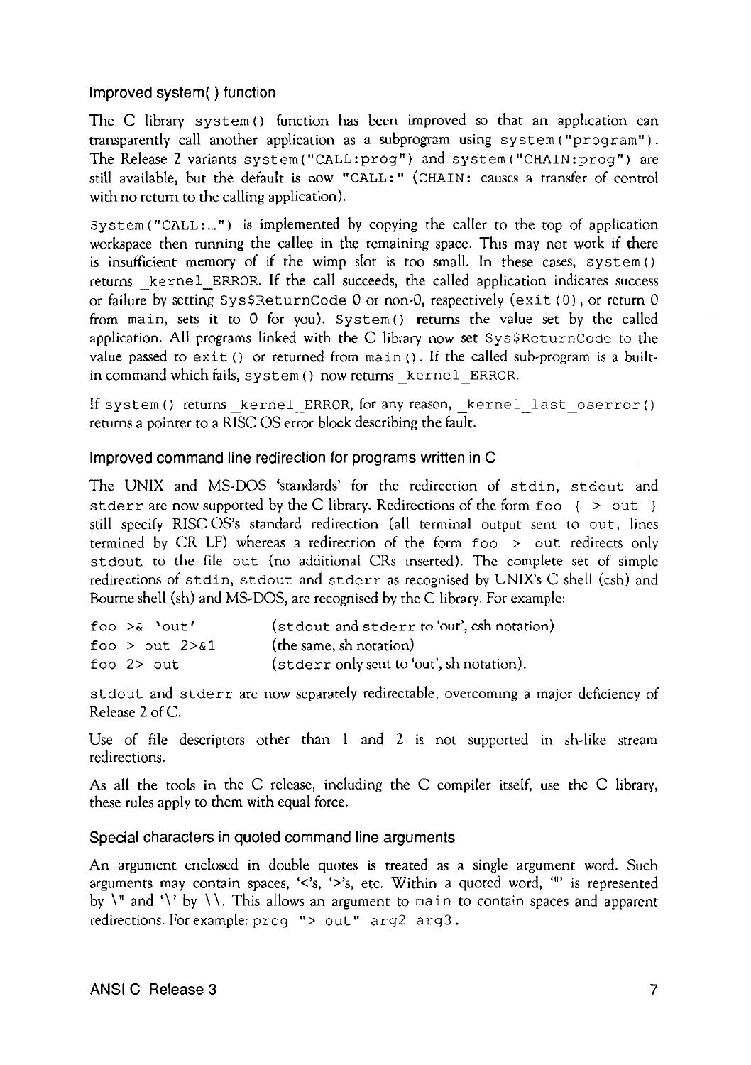### Improved system( ) function

The C library `system()` function has been improved so that an application can transparently call another application as a subprogram using `system("program")`. The Release 2 variants `system("CALL:prog")` and `system("CHAIN:prog")` are still available, but the default is now `"CALL:"` (`CHAIN:` causes a transfer of control with no return to the calling application).

`System("CALL:...")` is implemented by copying the caller to the top of application workspace then running the callee in the remaining space. This may not work if there is insufficient memory of if the wimp slot is too small. In these cases, `system()` returns `_kernel_ERROR`. If the call succeeds, the called application indicates success or failure by setting `Sys$ReturnCode` 0 or non-0, respectively (`exit(0)`, or return 0 from `main`, sets it to 0 for you). `System()` returns the value set by the called application. All programs linked with the C library now set `Sys$ReturnCode` to the value passed to `exit()` or returned from `main()`. If the called sub-program is a built-in command which fails, `system()` now returns `_kernel_ERROR`.

If `system()` returns `_kernel_ERROR`, for any reason, `_kernel_last_oserror()` returns a pointer to a RISC OS error block describing the fault.

### Improved command line redirection for programs written in C

The UNIX and MS-DOS 'standards' for the redirection of `stdin`, `stdout` and `stderr` are now supported by the C library. Redirections of the form `foo { > out }` still specify RISC OS's standard redirection (all terminal output sent to `out`, lines termined by CR LF) whereas a redirection of the form `foo > out` redirects only `stdout` to the file `out` (no additional CRs inserted). The complete set of simple redirections of `stdin`, `stdout` and `stderr` as recognised by UNIX's C shell (csh) and Bourne shell (sh) and MS-DOS, are recognised by the C library. For example:

| | |
|---|---|
| `foo >& 'out'` | (`stdout` and `stderr` to 'out', csh notation) |
| `foo > out 2>&1` | (the same, sh notation) |
| `foo 2> out` | (`stderr` only sent to 'out', sh notation). |

`stdout` and `stderr` are now separately redirectable, overcoming a major deficiency of Release 2 of C.

Use of file descriptors other than 1 and 2 is not supported in sh-like stream redirections.

As all the tools in the C release, including the C compiler itself, use the C library, these rules apply to them with equal force.

### Special characters in quoted command line arguments

An argument enclosed in double quotes is treated as a single argument word. Such arguments may contain spaces, '<'s, '>'s, etc. Within a quoted word, '"' is represented by `\"` and '\' by `\\`. This allows an argument to `main` to contain spaces and apparent redirections. For example: `prog "> out" arg2 arg3.`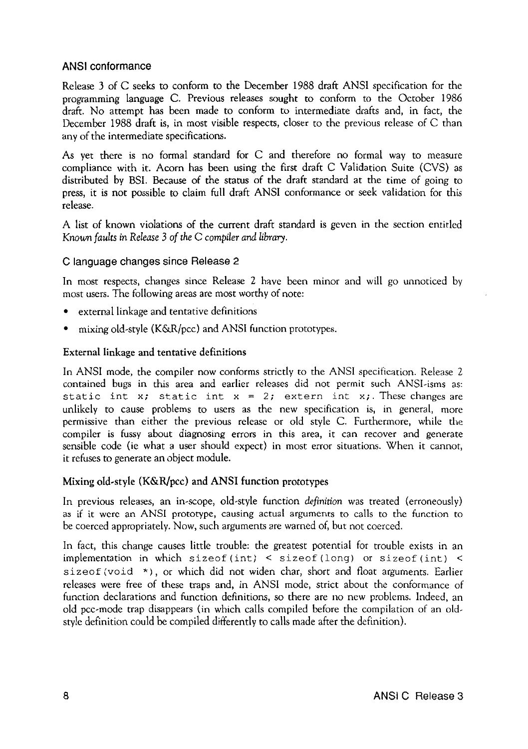## ANSI conformance

Release 3 of C seeks to conform to the December 1988 draft ANSI specification for the programming language C. Previous releases sought to conform to the October 1986 draft. No attempt has been made to conform to intermediate drafts and, in fact, the December 1988 draft is, in most visible respects, closer to the previous release of C than any of the intermediate specifications.

As yet there is no formal standard for C and therefore no formal way to measure compliance with it. Acorn has been using the first draft C Validation Suite (CVS) as distributed by BSI. Because of the status of the draft standard at the time of going to press, it is not possible to claim full draft ANSI conformance or seek validation for this release.

A list of known violations of the current draft standard is geven in the section entitled *Known faults in Release 3 of the C compiler and library*.

### C language changes since Release 2

In most respects, changes since Release 2 have been minor and will go unnoticed by most users. The following areas are most worthy of note:

- external linkage and tentative definitions
- mixing old-style (K&R/pcc) and ANSI function prototypes.

#### External linkage and tentative definitions

In ANSI mode, the compiler now conforms strictly to the ANSI specification. Release 2 contained bugs in this area and earlier releases did not permit such ANSI-isms as: `static int x; static int x = 2; extern int x;`. These changes are unlikely to cause problems to users as the new specification is, in general, more permissive than either the previous release or old style C. Furthermore, while the compiler is fussy about diagnosing errors in this area, it can recover and generate sensible code (ie what a user should expect) in most error situations. When it cannot, it refuses to generate an object module.

#### Mixing old-style (K&R/pcc) and ANSI function prototypes

In previous releases, an in-scope, old-style function *definition* was treated (erroneously) as if it were an ANSI prototype, causing actual arguments to calls to the function to be coerced appropriately. Now, such arguments are warned of, but not coerced.

In fact, this change causes little trouble: the greatest potential for trouble exists in an implementation in which `sizeof(int) < sizeof(long)` or `sizeof(int) < sizeof(void *)`, or which did not widen char, short and float arguments. Earlier releases were free of these traps and, in ANSI mode, strict about the conformance of function declarations and function definitions, so there are no new problems. Indeed, an old pcc-mode trap disappears (in which calls compiled before the compilation of an old-style definition could be compiled differently to calls made after the definition).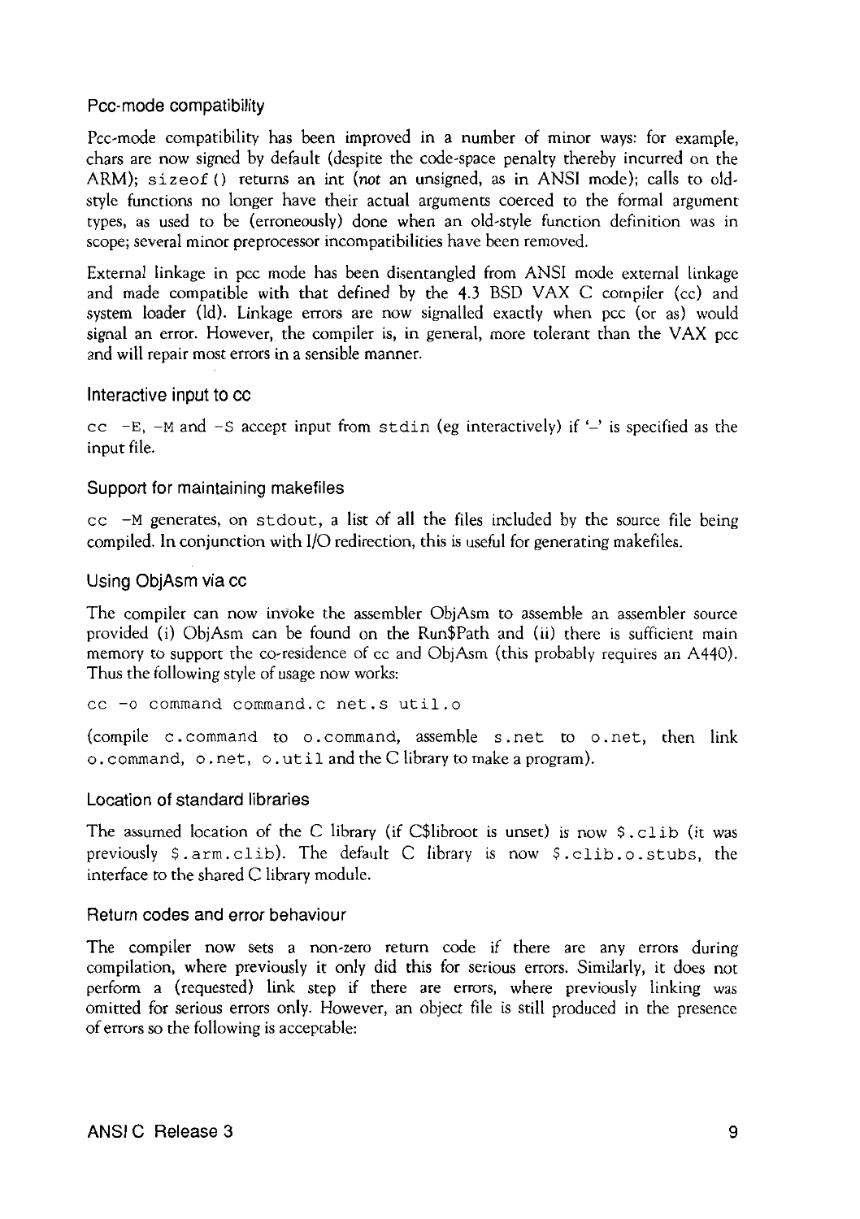### Pcc-mode compatibility

Pcc-mode compatibility has been improved in a number of minor ways: for example, chars are now signed by default (despite the code-space penalty thereby incurred on the ARM); `sizeof()` returns an int (*not* an unsigned, as in ANSI mode); calls to old-style functions no longer have their actual arguments coerced to the formal argument types, as used to be (erroneously) done when an old-style function definition was in scope; several minor preprocessor incompatibilities have been removed.

External linkage in pcc mode has been disentangled from ANSI mode external linkage and made compatible with that defined by the 4.3 BSD VAX C compiler (cc) and system loader (ld). Linkage errors are now signalled exactly when pcc (or as) would signal an error. However, the compiler is, in general, more tolerant than the VAX pcc and will repair most errors in a sensible manner.

### Interactive input to cc

`cc -E`, `-M` and `-S` accept input from `stdin` (eg interactively) if '–' is specified as the input file.

### Support for maintaining makefiles

`cc -M` generates, on `stdout`, a list of all the files included by the source file being compiled. In conjunction with I/O redirection, this is useful for generating makefiles.

### Using ObjAsm via cc

The compiler can now invoke the assembler ObjAsm to assemble an assembler source provided (i) ObjAsm can be found on the Run$Path and (ii) there is sufficient main memory to support the co-residence of cc and ObjAsm (this probably requires an A440). Thus the following style of usage now works:

```
cc -o command command.c net.s util.o
```

(compile `c.command` to `o.command`, assemble `s.net` to `o.net`, then link `o.command`, `o.net`, `o.util` and the C library to make a program).

### Location of standard libraries

The assumed location of the C library (if C$libroot is unset) is now `$.clib` (it was previously `$.arm.clib`). The default C library is now `$.clib.o.stubs`, the interface to the shared C library module.

### Return codes and error behaviour

The compiler now sets a non-zero return code if there are any errors during compilation, where previously it only did this for serious errors. Similarly, it does not perform a (requested) link step if there are errors, where previously linking was omitted for serious errors only. However, an object file is still produced in the presence of errors so the following is acceptable: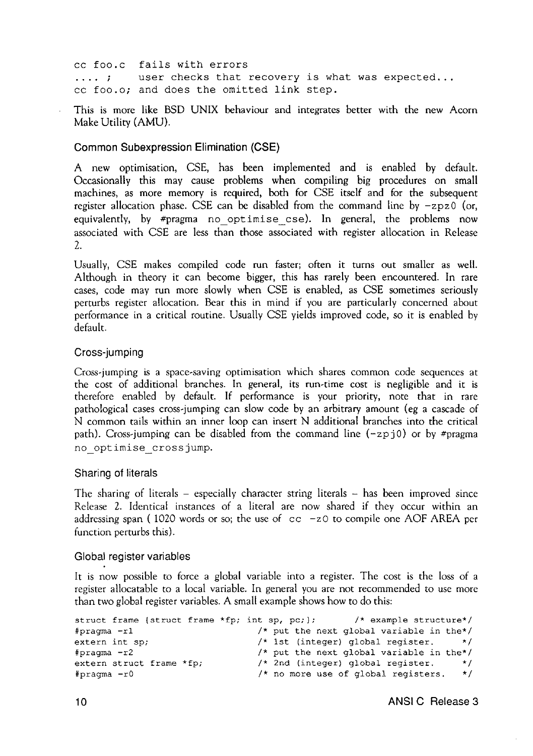```
cc foo.c  fails with errors
.... ;    user checks that recovery is what was expected...
cc foo.o; and does the omitted link step.
```

This is more like BSD UNIX behaviour and integrates better with the new Acorn Make Utility (AMU).

### Common Subexpression Elimination (CSE)

A new optimisation, CSE, has been implemented and is enabled by default. Occasionally this may cause problems when compiling big procedures on small machines, as more memory is required, both for CSE itself and for the subsequent register allocation phase. CSE can be disabled from the command line by `-zpz0` (or, equivalently, by #pragma `no_optimise_cse`). In general, the problems now associated with CSE are less than those associated with register allocation in Release 2.

Usually, CSE makes compiled code run faster; often it turns out smaller as well. Although in theory it can become bigger, this has rarely been encountered. In rare cases, code may run more slowly when CSE is enabled, as CSE sometimes seriously perturbs register allocation. Bear this in mind if you are particularly concerned about performance in a critical routine. Usually CSE yields improved code, so it is enabled by default.

### Cross-jumping

Cross-jumping is a space-saving optimisation which shares common code sequences at the cost of additional branches. In general, its run-time cost is negligible and it is therefore enabled by default. If performance is your priority, note that in rare pathological cases cross-jumping can slow code by an arbitrary amount (eg a cascade of N common tails within an inner loop can insert N additional branches into the critical path). Cross-jumping can be disabled from the command line (`-zpj0`) or by #pragma `no_optimise_crossjump`.

### Sharing of literals

The sharing of literals – especially character string literals – has been improved since Release 2. Identical instances of a literal are now shared if they occur within an addressing span ( 1020 words or so; the use of `cc -z0` to compile one AOF AREA per function perturbs this).

### Global register variables

It is now possible to force a global variable into a register. The cost is the loss of a register allocatable to a local variable. In general you are not recommended to use more than two global register variables. A small example shows how to do this:

```
struct frame {struct frame *fp; int sp, pc;};       /* example structure*/
#pragma -r1                      /* put the next global variable in the*/
extern int sp;                   /* 1st (integer) global register.    */
#pragma -r2                      /* put the next global variable in the*/
extern struct frame *fp;         /* 2nd (integer) global register.    */
#pragma -r0                      /* no more use of global registers.  */
```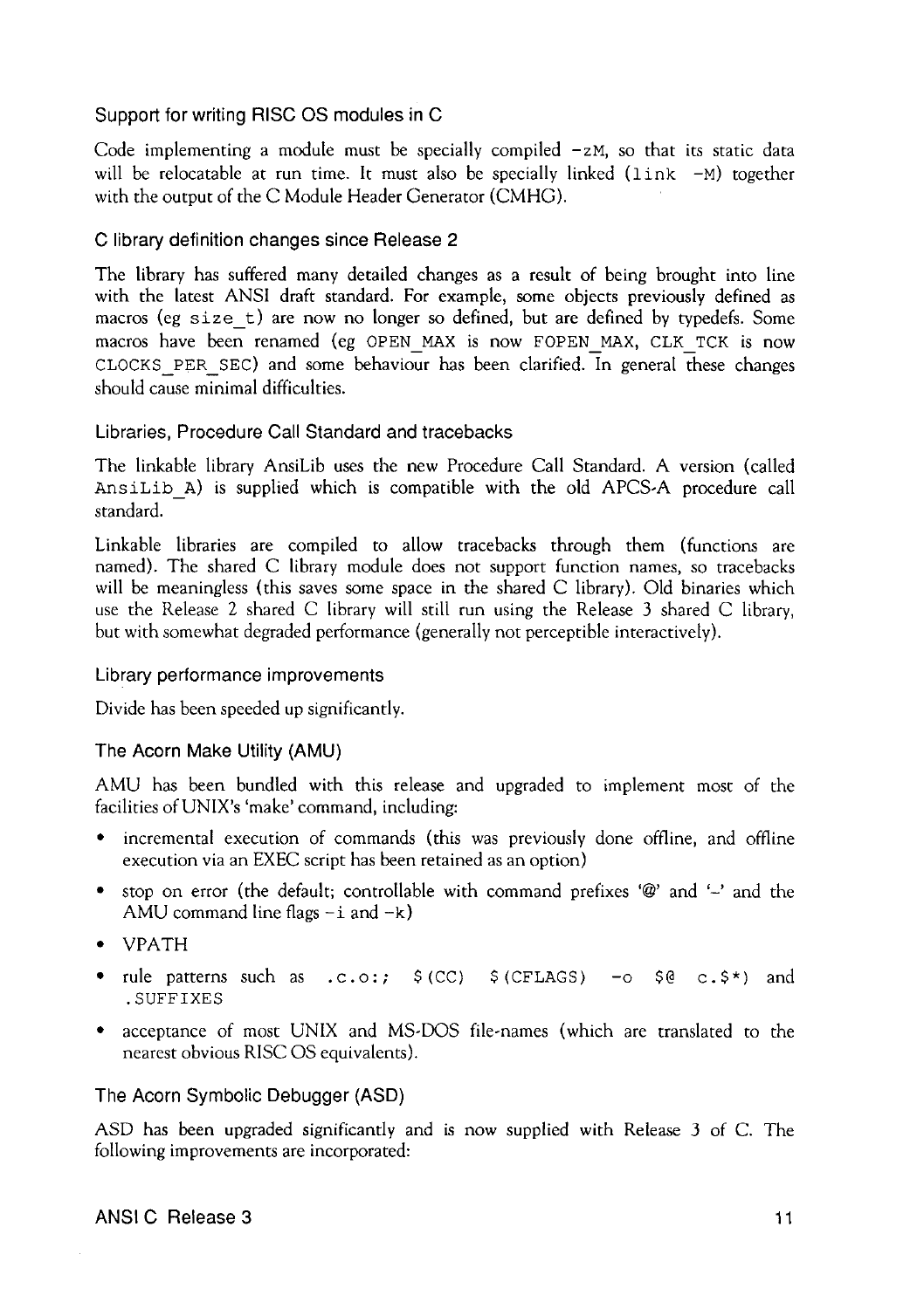### Support for writing RISC OS modules in C

Code implementing a module must be specially compiled `-zM`, so that its static data will be relocatable at run time. It must also be specially linked (`link -M`) together with the output of the C Module Header Generator (CMHG).

### C library definition changes since Release 2

The library has suffered many detailed changes as a result of being brought into line with the latest ANSI draft standard. For example, some objects previously defined as macros (eg `size_t`) are now no longer so defined, but are defined by typedefs. Some macros have been renamed (eg `OPEN_MAX` is now `FOPEN_MAX`, `CLK_TCK` is now `CLOCKS_PER_SEC`) and some behaviour has been clarified. In general these changes should cause minimal difficulties.

### Libraries, Procedure Call Standard and tracebacks

The linkable library AnsiLib uses the new Procedure Call Standard. A version (called `AnsiLib_A`) is supplied which is compatible with the old APCS-A procedure call standard.

Linkable libraries are compiled to allow tracebacks through them (functions are named). The shared C library module does not support function names, so tracebacks will be meaningless (this saves some space in the shared C library). Old binaries which use the Release 2 shared C library will still run using the Release 3 shared C library, but with somewhat degraded performance (generally not perceptible interactively).

### Library performance improvements

Divide has been speeded up significantly.

### The Acorn Make Utility (AMU)

AMU has been bundled with this release and upgraded to implement most of the facilities of UNIX's 'make' command, including:

- incremental execution of commands (this was previously done offline, and offline execution via an EXEC script has been retained as an option)
- stop on error (the default; controllable with command prefixes '@' and '–' and the AMU command line flags `-i` and `-k`)
- VPATH
- rule patterns such as `.c.o:; $(CC) $(CFLAGS) -o $@ c.$*)` and `.SUFFIXES`
- acceptance of most UNIX and MS-DOS file-names (which are translated to the nearest obvious RISC OS equivalents).

### The Acorn Symbolic Debugger (ASD)

ASD has been upgraded significantly and is now supplied with Release 3 of C. The following improvements are incorporated: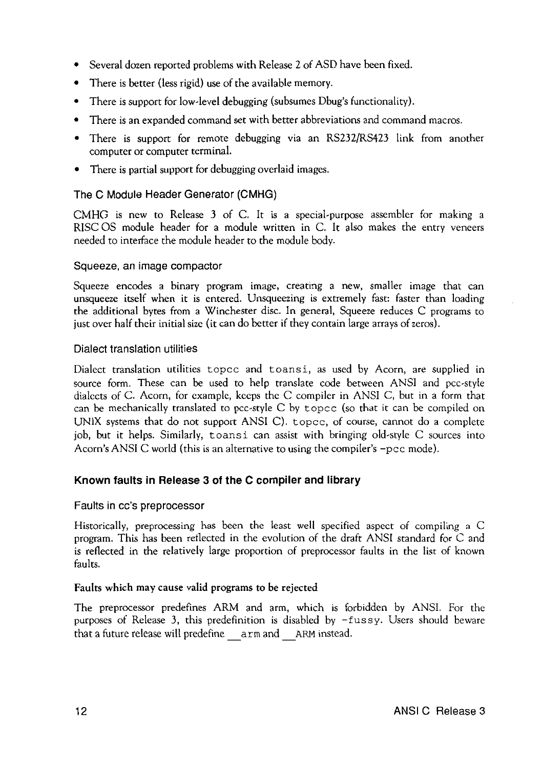- Several dozen reported problems with Release 2 of ASD have been fixed.
- There is better (less rigid) use of the available memory.
- There is support for low-level debugging (subsumes Dbug's functionality).
- There is an expanded command set with better abbreviations and command macros.
- There is support for remote debugging via an RS232/RS423 link from another computer or computer terminal.
- There is partial support for debugging overlaid images.

### The C Module Header Generator (CMHG)

CMHG is new to Release 3 of C. It is a special-purpose assembler for making a RISC OS module header for a module written in C. It also makes the entry veneers needed to interface the module header to the module body.

### Squeeze, an image compactor

Squeeze encodes a binary program image, creating a new, smaller image that can unsqueeze itself when it is entered. Unsqueezing is extremely fast: faster than loading the additional bytes from a Winchester disc. In general, Squeeze reduces C programs to just over half their initial size (it can do better if they contain large arrays of zeros).

### Dialect translation utilities

Dialect translation utilities `topcc` and `toansi`, as used by Acorn, are supplied in source form. These can be used to help translate code between ANSI and pcc-style dialects of C. Acorn, for example, keeps the C compiler in ANSI C, but in a form that can be mechanically translated to pcc-style C by `topcc` (so that it can be compiled on UNIX systems that do not support ANSI C). `topcc`, of course, cannot do a complete job, but it helps. Similarly, `toansi` can assist with bringing old-style C sources into Acorn's ANSI C world (this is an alternative to using the compiler's `-pcc` mode).

## Known faults in Release 3 of the C compiler and library

### Faults in cc's preprocessor

Historically, preprocessing has been the least well specified aspect of compiling a C program. This has been reflected in the evolution of the draft ANSI standard for C and is reflected in the relatively large proportion of preprocessor faults in the list of known faults.

#### Faults which may cause valid programs to be rejected

The preprocessor predefines ARM and arm, which is forbidden by ANSI. For the purposes of Release 3, this predefinition is disabled by `-fussy`. Users should beware that a future release will predefine `__arm` and `__ARM` instead.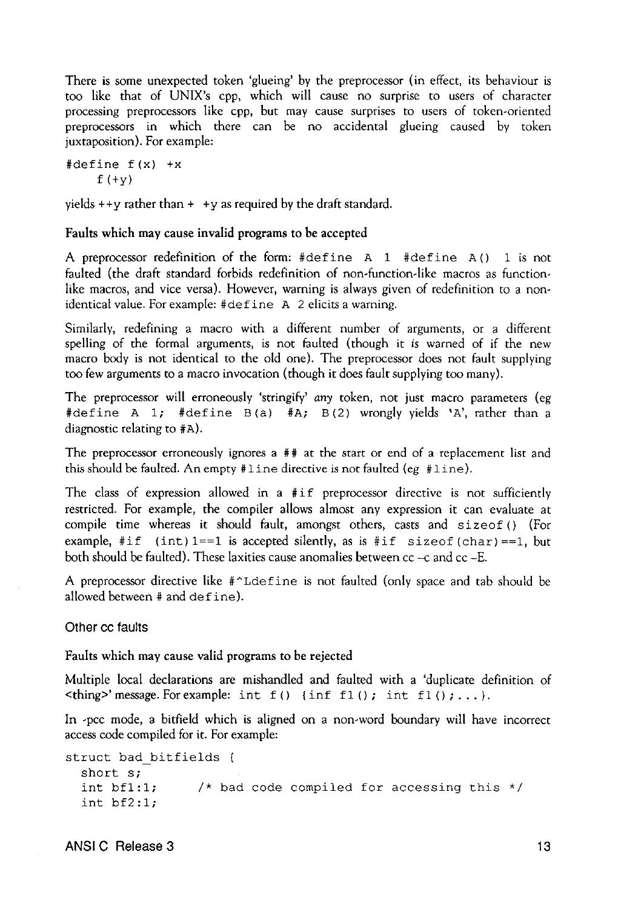There is some unexpected token 'glueing' by the preprocessor (in effect, its behaviour is too like that of UNIX's cpp, which will cause no surprise to users of character processing preprocessors like cpp, but may cause surprises to users of token-oriented preprocessors in which there can be no accidental glueing caused by token juxtaposition). For example:

```
#define f(x) +x
     f(+y)
```

yields `++y` rather than `+ +y` as required by the draft standard.

### Faults which may cause invalid programs to be accepted

A preprocessor redefinition of the form: `#define A 1 #define A() 1` is not faulted (the draft standard forbids redefinition of non-function-like macros as function-like macros, and vice versa). However, warning is always given of redefinition to a non-identical value. For example: `#define A 2` elicits a warning.

Similarly, redefining a macro with a different number of arguments, or a different spelling of the formal arguments, is not faulted (though it *is* warned of if the new macro body is not identical to the old one). The preprocessor does not fault supplying too few arguments to a macro invocation (though it does fault supplying too many).

The preprocessor will erroneously 'stringify' *any* token, not just macro parameters (eg `#define A 1; #define B(a) #A; B(2)` wrongly yields `'A'`, rather than a diagnostic relating to `#A`).

The preprocessor erroneously ignores a `##` at the start or end of a replacement list and this should be faulted. An empty `#line` directive is not faulted (eg `#line`).

The class of expression allowed in a `#if` preprocessor directive is not sufficiently restricted. For example, the compiler allows almost any expression it can evaluate at compile time whereas it should fault, amongst others, casts and `sizeof()` (For example, `#if (int)1==1` is accepted silently, as is `#if sizeof(char)==1`, but both should be faulted). These laxities cause anomalies between cc –c and cc –E.

A preprocessor directive like `#^Ldefine` is not faulted (only space and tab should be allowed between # and `define`).

## Other cc faults

### Faults which may cause valid programs to be rejected

Multiple local declarations are mishandled and faulted with a 'duplicate definition of <thing>' message. For example: `int f() {inf f1(); int f1();...}`.

In -pcc mode, a bitfield which is aligned on a non-word boundary will have incorrect access code compiled for it. For example:

```
struct bad_bitfields {
  short s;
  int bf1:1;      /* bad code compiled for accessing this */
  int bf2:1;
```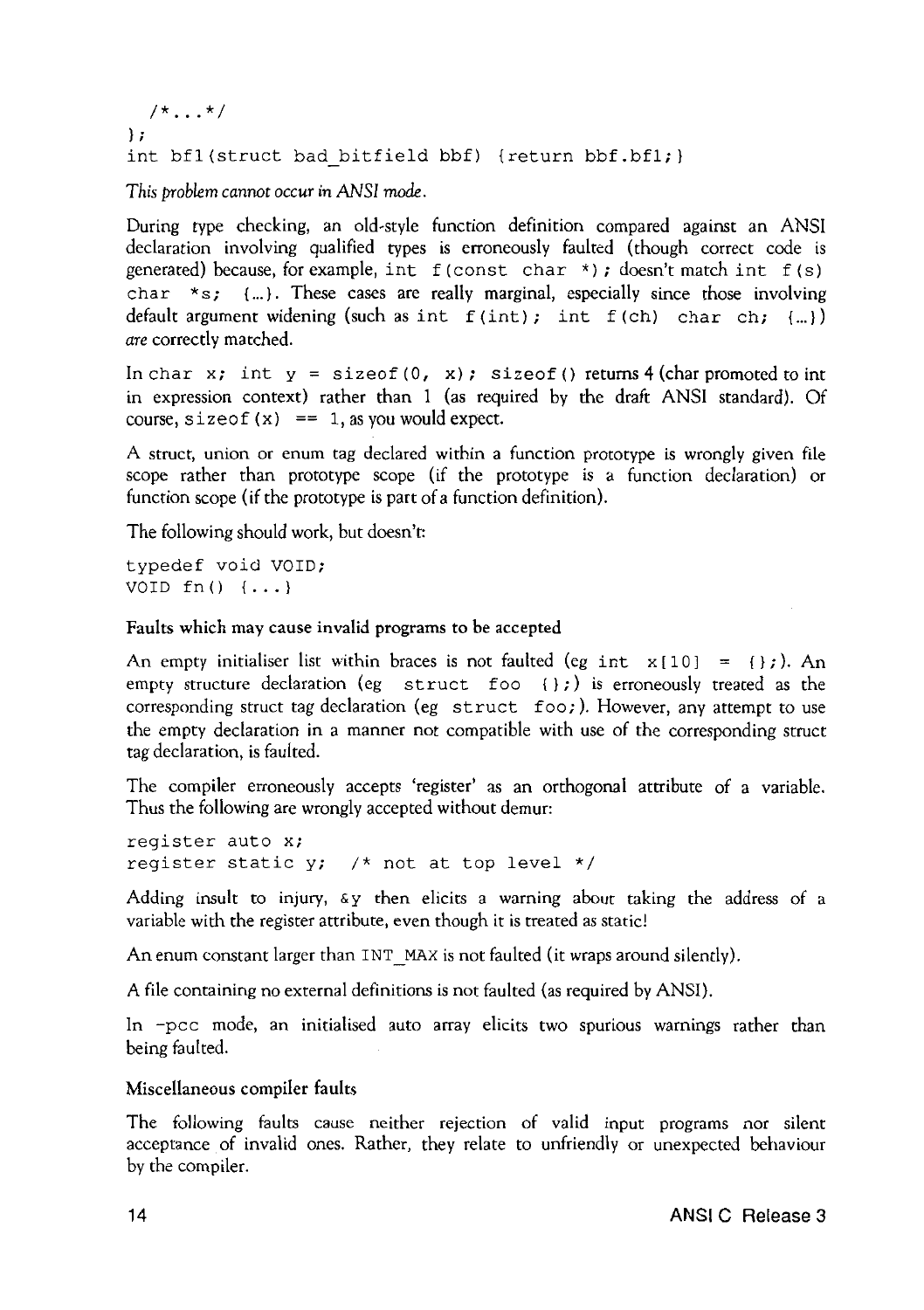```
    /*...*/
};
int bf1(struct bad_bitfield bbf) {return bbf.bf1;}
```

*This problem cannot occur in ANSI mode.*

During type checking, an old-style function definition compared against an ANSI declaration involving qualified types is erroneously faulted (though correct code is generated) because, for example, `int f(const char *);` doesn't match `int f(s) char *s; {...}`. These cases are really marginal, especially since those involving default argument widening (such as `int f(int); int f(ch) char ch; {...}`) *are* correctly matched.

In `char x; int y = sizeof(0, x); sizeof()` returns 4 (char promoted to int in expression context) rather than 1 (as required by the draft ANSI standard). Of course, `sizeof(x) == 1`, as you would expect.

A struct, union or enum tag declared within a function prototype is wrongly given file scope rather than prototype scope (if the prototype is a function declaration) or function scope (if the prototype is part of a function definition).

The following should work, but doesn't:

```
typedef void VOID;
VOID fn() {...}
```

### Faults which may cause invalid programs to be accepted

An empty initialiser list within braces is not faulted (eg `int x[10] = {};`). An empty structure declaration (eg `struct foo {};`) is erroneously treated as the corresponding struct tag declaration (eg `struct foo;`). However, any attempt to use the empty declaration in a manner not compatible with use of the corresponding struct tag declaration, is faulted.

The compiler erroneously accepts 'register' as an orthogonal attribute of a variable. Thus the following are wrongly accepted without demur:

```
register auto x;
register static y;   /* not at top level */
```

Adding insult to injury, `&y` then elicits a warning about taking the address of a variable with the register attribute, even though it is treated as static!

An enum constant larger than `INT_MAX` is not faulted (it wraps around silently).

A file containing no external definitions is not faulted (as required by ANSI).

In `-pcc` mode, an initialised auto array elicits two spurious warnings rather than being faulted.

### Miscellaneous compiler faults

The following faults cause neither rejection of valid input programs nor silent acceptance of invalid ones. Rather, they relate to unfriendly or unexpected behaviour by the compiler.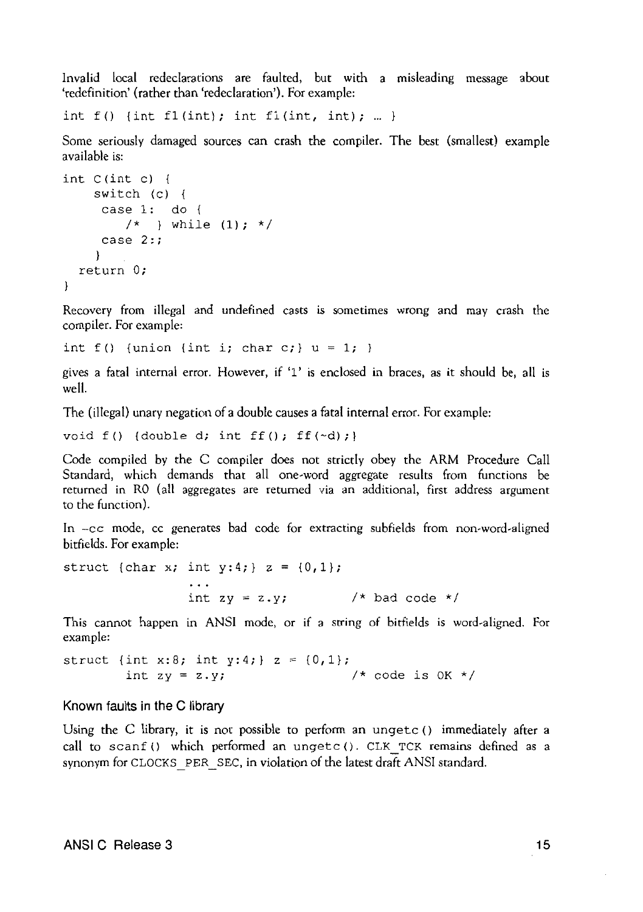Invalid local redeclarations are faulted, but with a misleading message about 'redefinition' (rather than 'redeclaration'). For example:

```
int f() {int f1(int); int f1(int, int); ... }
```

Some seriously damaged sources can crash the compiler. The best (smallest) example available is:

```
int C(int c) {
    switch (c) {
     case 1:  do {
        /*  } while (1); */
     case 2:;
    }
  return 0;
}
```

Recovery from illegal and undefined casts is sometimes wrong and may crash the compiler. For example:

```
int f() {union {int i; char c;} u = 1; }
```

gives a fatal internal error. However, if '1' is enclosed in braces, as it should be, all is well.

The (illegal) unary negation of a double causes a fatal internal error. For example:

```
void f() {double d; int ff(); ff(~d);}
```

Code compiled by the C compiler does not strictly obey the ARM Procedure Call Standard, which demands that all one-word aggregate results from functions be returned in R0 (all aggregates are returned via an additional, first address argument to the function).

In `-cc` mode, cc generates bad code for extracting subfields from non-word-aligned bitfields. For example:

```
struct {char x; int y:4;} z = {0,1};
                ...
                int zy = z.y;         /* bad code */
```

This cannot happen in ANSI mode, or if a string of bitfields is word-aligned. For example:

```
struct {int x:8; int y:4;} z = {0,1};
        int zy = z.y;                /* code is OK */
```

### Known faults in the C library

Using the C library, it is not possible to perform an `ungetc()` immediately after a call to `scanf()` which performed an `ungetc()`. `CLK_TCK` remains defined as a synonym for `CLOCKS_PER_SEC`, in violation of the latest draft ANSI standard.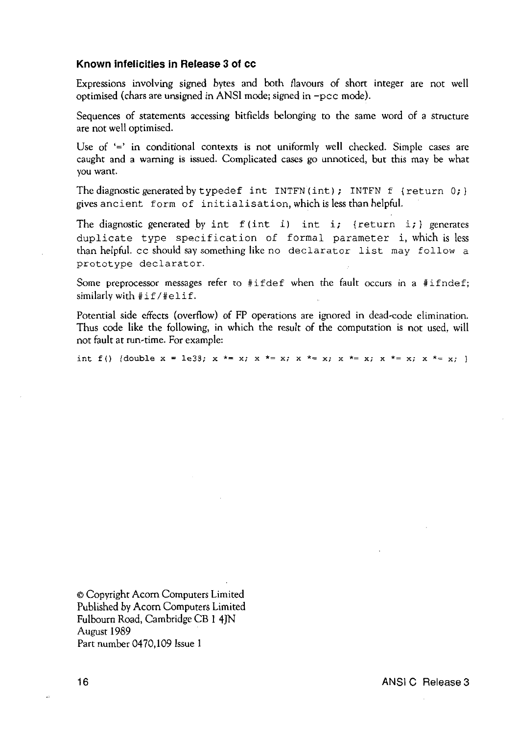### Known infelicities in Release 3 of cc

Expressions involving signed bytes and both flavours of short integer are not well optimised (chars are unsigned in ANSI mode; signed in `-pcc` mode).

Sequences of statements accessing bitfields belonging to the same word of a structure are not well optimised.

Use of '=' in conditional contexts is not uniformly well checked. Simple cases are caught and a warning is issued. Complicated cases go unnoticed, but this may be what you want.

The diagnostic generated by `typedef int INTFN(int); INTFN f {return 0;}` gives `ancient form of initialisation`, which is less than helpful.

The diagnostic generated by `int f(int i) int i; {return i;}` generates `duplicate type specification of formal parameter i`, which is less than helpful. `cc` should say something like `no declarator list may follow a prototype declarator`.

Some preprocessor messages refer to `#ifdef` when the fault occurs in a `#ifndef`; similarly with `#if/#elif`.

Potential side effects (overflow) of FP operations are ignored in dead-code elimination. Thus code like the following, in which the result of the computation is not used, will not fault at run-time. For example:

```
int f() {double x = 1e38; x *= x; x *= x; x *= x; x *= x; x *= x; x *= x; }
```

© Copyright Acorn Computers Limited
Published by Acorn Computers Limited
Fulbourn Road, Cambridge CB 1 4JN
August 1989
Part number 0470,109 Issue 1